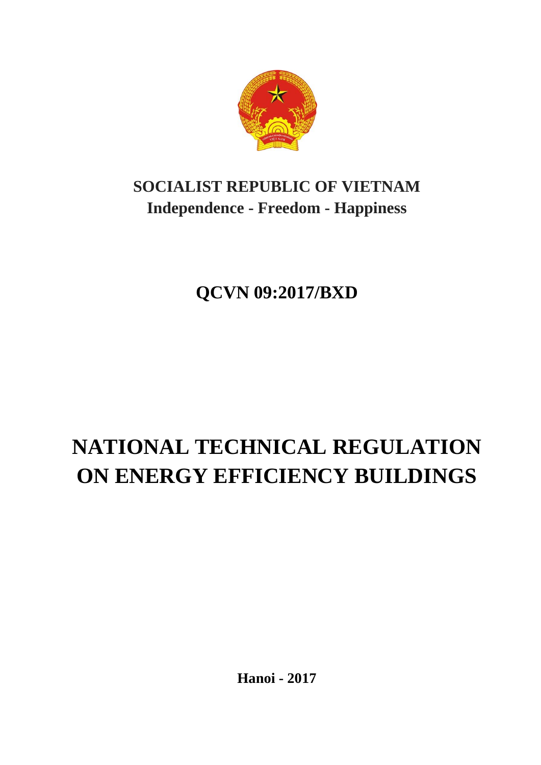**SOCIALIST REPUBLIC OF VIETNAM**
**Independence - Freedom - Happiness**

**QCVN 09:2017/BXD**

# NATIONAL TECHNICAL REGULATION ON ENERGY EFFICIENCY BUILDINGS

**Hanoi - 2017**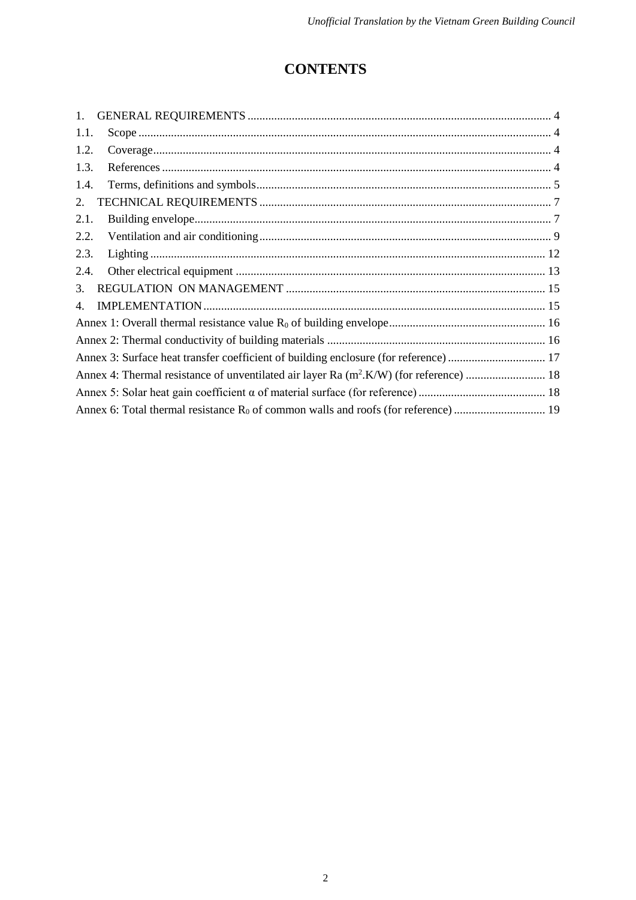# CONTENTS

1. GENERAL REQUIREMENTS ..... 4
1.1. Scope ..... 4
1.2. Coverage ..... 4
1.3. References ..... 4
1.4. Terms, definitions and symbols ..... 5
2. TECHNICAL REQUIREMENTS ..... 7
2.1. Building envelope ..... 7
2.2. Ventilation and air conditioning ..... 9
2.3. Lighting ..... 12
2.4. Other electrical equipment ..... 13
3. REGULATION ON MANAGEMENT ..... 15
4. IMPLEMENTATION ..... 15
Annex 1: Overall thermal resistance value $R_0$ of building envelope ..... 16
Annex 2: Thermal conductivity of building materials ..... 16
Annex 3: Surface heat transfer coefficient of building enclosure (for reference) ..... 17
Annex 4: Thermal resistance of unventilated air layer Ra ($m^2.K/W$) (for reference) ..... 18
Annex 5: Solar heat gain coefficient α of material surface (for reference) ..... 18
Annex 6: Total thermal resistance $R_0$ of common walls and roofs (for reference) ..... 19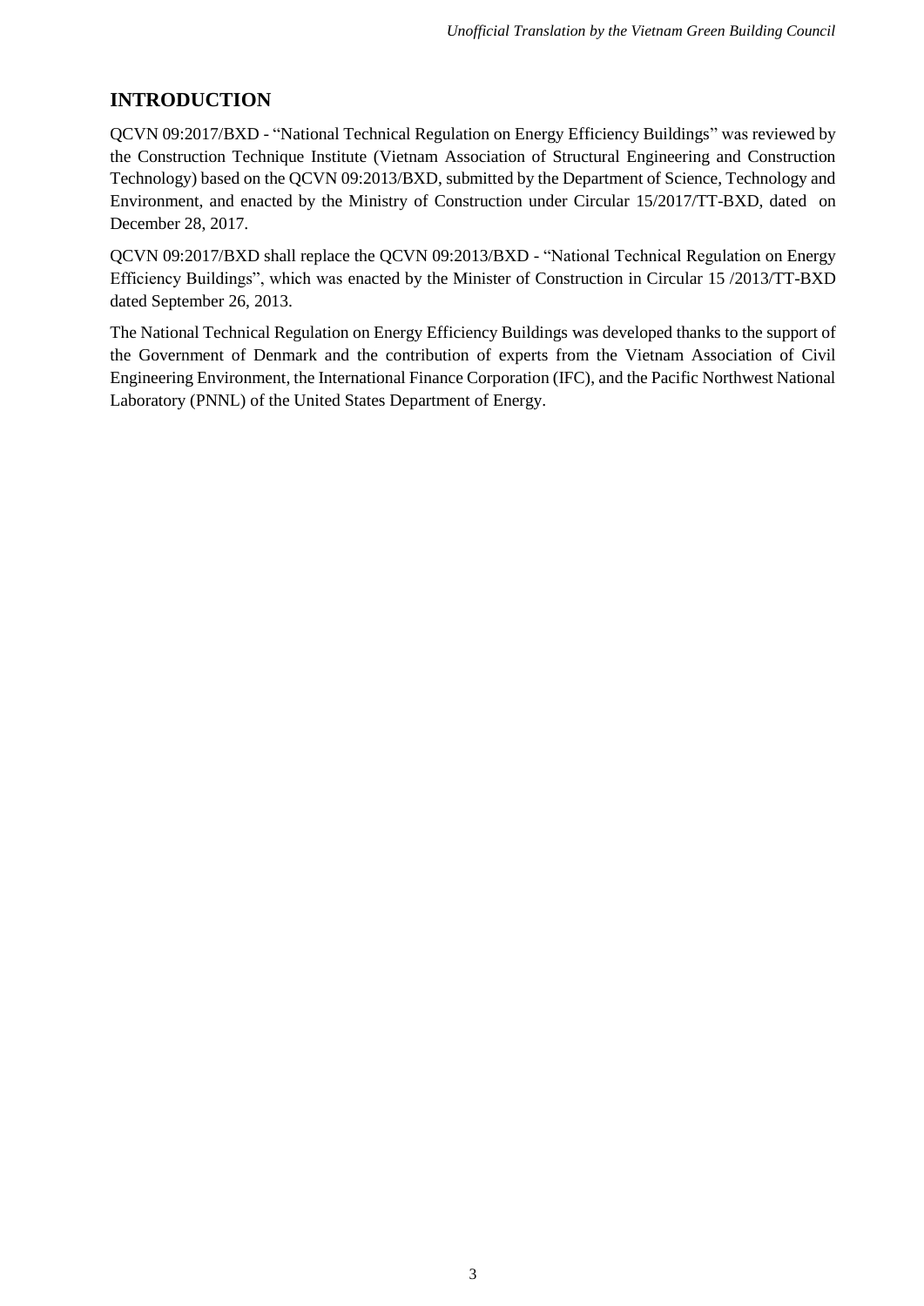## INTRODUCTION

QCVN 09:2017/BXD - "National Technical Regulation on Energy Efficiency Buildings" was reviewed by the Construction Technique Institute (Vietnam Association of Structural Engineering and Construction Technology) based on the QCVN 09:2013/BXD, submitted by the Department of Science, Technology and Environment, and enacted by the Ministry of Construction under Circular 15/2017/TT-BXD, dated on December 28, 2017.

QCVN 09:2017/BXD shall replace the QCVN 09:2013/BXD - "National Technical Regulation on Energy Efficiency Buildings", which was enacted by the Minister of Construction in Circular 15 /2013/TT-BXD dated September 26, 2013.

The National Technical Regulation on Energy Efficiency Buildings was developed thanks to the support of the Government of Denmark and the contribution of experts from the Vietnam Association of Civil Engineering Environment, the International Finance Corporation (IFC), and the Pacific Northwest National Laboratory (PNNL) of the United States Department of Energy.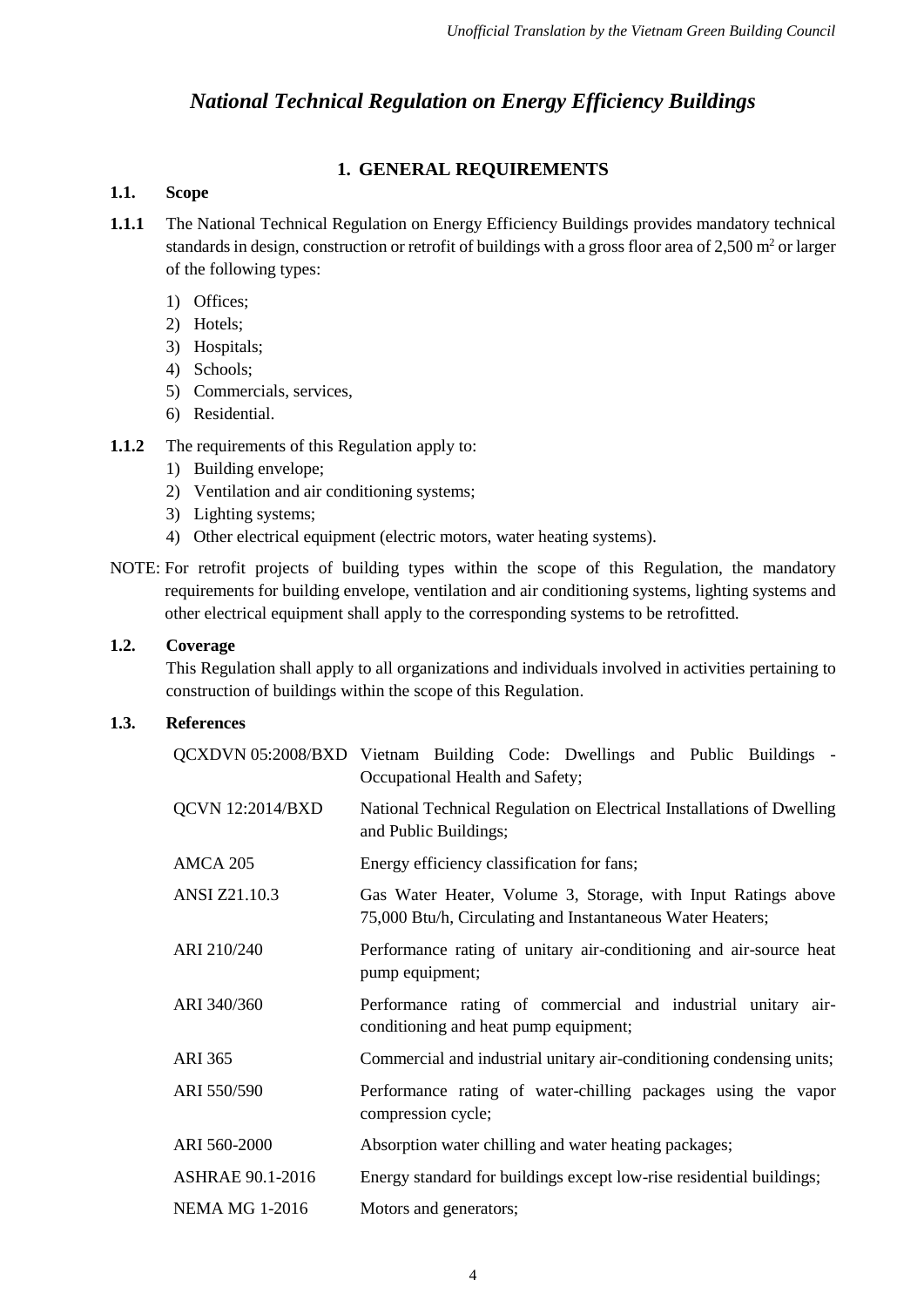# *National Technical Regulation on Energy Efficiency Buildings*

## 1. GENERAL REQUIREMENTS

### 1.1. Scope

**1.1.1** The National Technical Regulation on Energy Efficiency Buildings provides mandatory technical standards in design, construction or retrofit of buildings with a gross floor area of 2,500 m$^2$ or larger of the following types:

1) Offices;
2) Hotels;
3) Hospitals;
4) Schools;
5) Commercials, services,
6) Residential.

**1.1.2** The requirements of this Regulation apply to:

1) Building envelope;
2) Ventilation and air conditioning systems;
3) Lighting systems;
4) Other electrical equipment (electric motors, water heating systems).

NOTE: For retrofit projects of building types within the scope of this Regulation, the mandatory requirements for building envelope, ventilation and air conditioning systems, lighting systems and other electrical equipment shall apply to the corresponding systems to be retrofitted.

### 1.2. Coverage

This Regulation shall apply to all organizations and individuals involved in activities pertaining to construction of buildings within the scope of this Regulation.

### 1.3. References

| | |
|---|---|
| QCXDVN 05:2008/BXD | Vietnam Building Code: Dwellings and Public Buildings - Occupational Health and Safety; |
| QCVN 12:2014/BXD | National Technical Regulation on Electrical Installations of Dwelling and Public Buildings; |
| AMCA 205 | Energy efficiency classification for fans; |
| ANSI Z21.10.3 | Gas Water Heater, Volume 3, Storage, with Input Ratings above 75,000 Btu/h, Circulating and Instantaneous Water Heaters; |
| ARI 210/240 | Performance rating of unitary air-conditioning and air-source heat pump equipment; |
| ARI 340/360 | Performance rating of commercial and industrial unitary air-conditioning and heat pump equipment; |
| ARI 365 | Commercial and industrial unitary air-conditioning condensing units; |
| ARI 550/590 | Performance rating of water-chilling packages using the vapor compression cycle; |
| ARI 560-2000 | Absorption water chilling and water heating packages; |
| ASHRAE 90.1-2016 | Energy standard for buildings except low-rise residential buildings; |
| NEMA MG 1-2016 | Motors and generators; |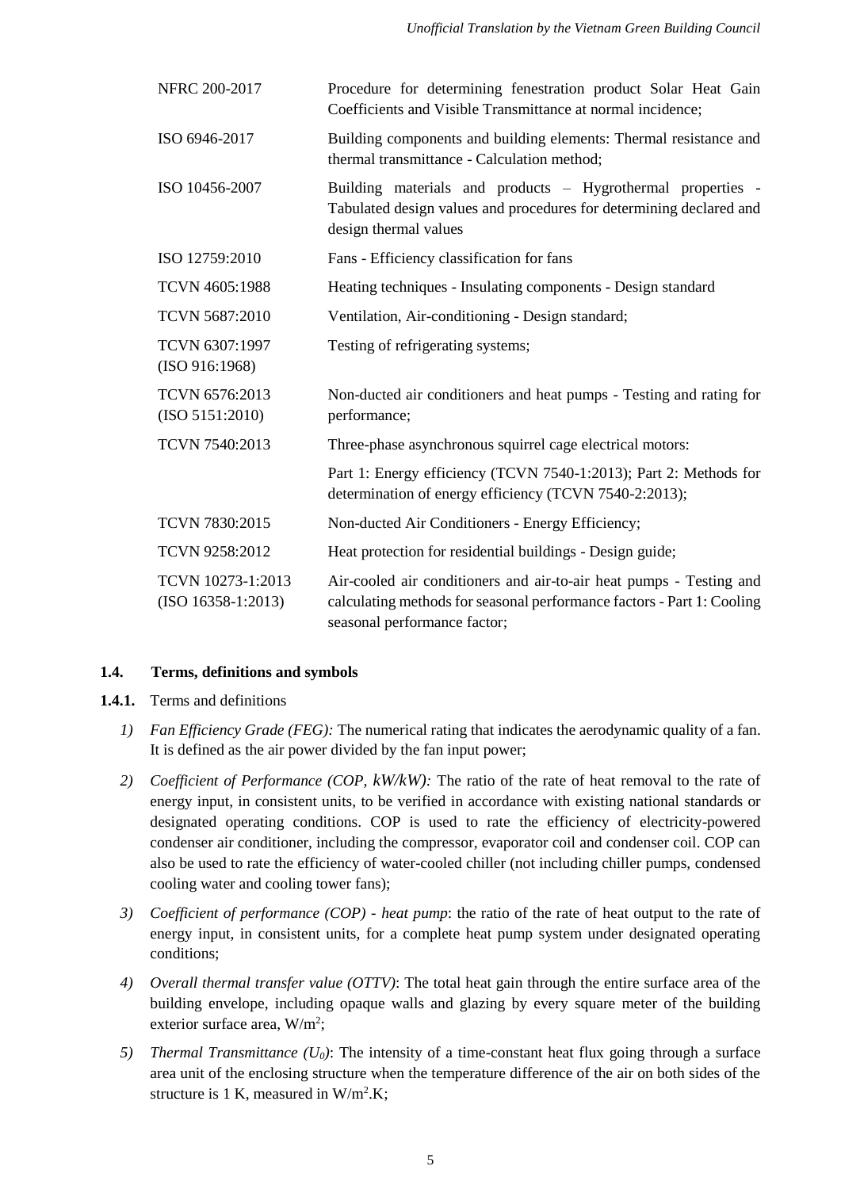| | |
|---|---|
| NFRC 200-2017 | Procedure for determining fenestration product Solar Heat Gain Coefficients and Visible Transmittance at normal incidence; |
| ISO 6946-2017 | Building components and building elements: Thermal resistance and thermal transmittance - Calculation method; |
| ISO 10456-2007 | Building materials and products – Hygrothermal properties - Tabulated design values and procedures for determining declared and design thermal values |
| ISO 12759:2010 | Fans - Efficiency classification for fans |
| TCVN 4605:1988 | Heating techniques - Insulating components - Design standard |
| TCVN 5687:2010 | Ventilation, Air-conditioning - Design standard; |
| TCVN 6307:1997 (ISO 916:1968) | Testing of refrigerating systems; |
| TCVN 6576:2013 (ISO 5151:2010) | Non-ducted air conditioners and heat pumps - Testing and rating for performance; |
| TCVN 7540:2013 | Three-phase asynchronous squirrel cage electrical motors: |
| | Part 1: Energy efficiency (TCVN 7540-1:2013); Part 2: Methods for determination of energy efficiency (TCVN 7540-2:2013); |
| TCVN 7830:2015 | Non-ducted Air Conditioners - Energy Efficiency; |
| TCVN 9258:2012 | Heat protection for residential buildings - Design guide; |
| TCVN 10273-1:2013 (ISO 16358-1:2013) | Air-cooled air conditioners and air-to-air heat pumps - Testing and calculating methods for seasonal performance factors - Part 1: Cooling seasonal performance factor; |

## 1.4. Terms, definitions and symbols

**1.4.1.** Terms and definitions

1) *Fan Efficiency Grade (FEG):* The numerical rating that indicates the aerodynamic quality of a fan. It is defined as the air power divided by the fan input power;
2) *Coefficient of Performance (COP, kW/kW):* The ratio of the rate of heat removal to the rate of energy input, in consistent units, to be verified in accordance with existing national standards or designated operating conditions. COP is used to rate the efficiency of electricity-powered condenser air conditioner, including the compressor, evaporator coil and condenser coil. COP can also be used to rate the efficiency of water-cooled chiller (not including chiller pumps, condensed cooling water and cooling tower fans);
3) *Coefficient of performance (COP) - heat pump*: the ratio of the rate of heat output to the rate of energy input, in consistent units, for a complete heat pump system under designated operating conditions;
4) *Overall thermal transfer value (OTTV)*: The total heat gain through the entire surface area of the building envelope, including opaque walls and glazing by every square meter of the building exterior surface area, $W/m^2$;
5) *Thermal Transmittance ($U_0$)*: The intensity of a time-constant heat flux going through a surface area unit of the enclosing structure when the temperature difference of the air on both sides of the structure is 1 K, measured in $W/m^2.K$;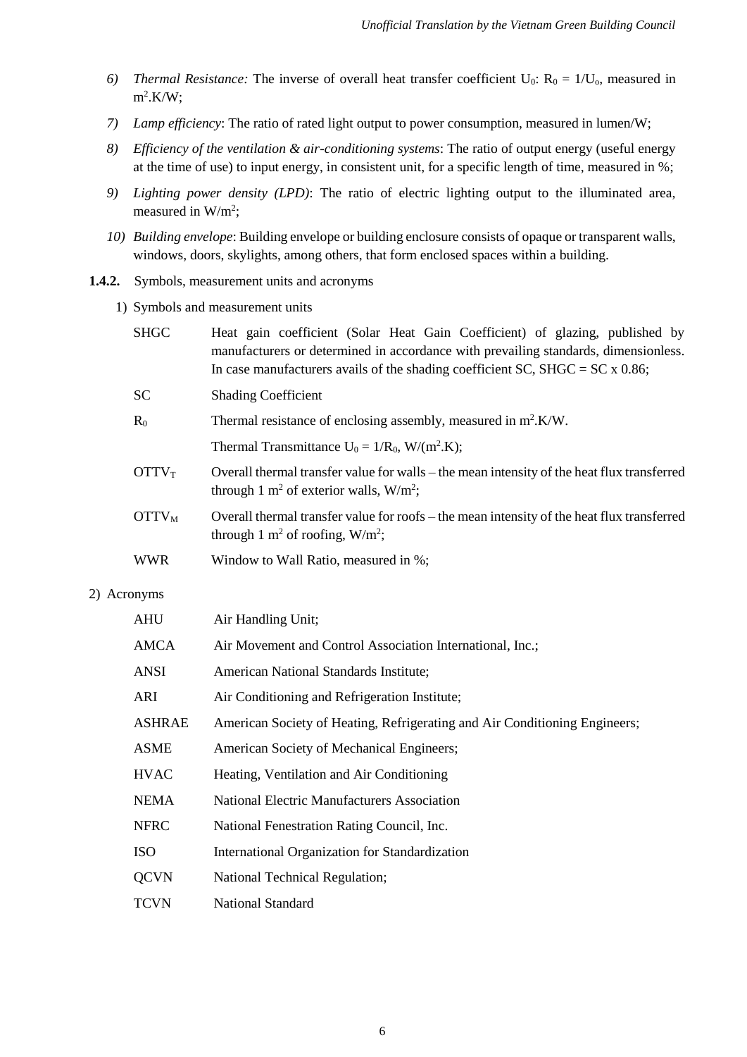6) *Thermal Resistance:* The inverse of overall heat transfer coefficient $U_0$: $R_0 = 1/U_o$, measured in $m^2.K/W$;

7) *Lamp efficiency*: The ratio of rated light output to power consumption, measured in lumen/W;

8) *Efficiency of the ventilation & air-conditioning systems*: The ratio of output energy (useful energy at the time of use) to input energy, in consistent unit, for a specific length of time, measured in %;

9) *Lighting power density (LPD)*: The ratio of electric lighting output to the illuminated area, measured in $W/m^2$;

10) *Building envelope*: Building envelope or building enclosure consists of opaque or transparent walls, windows, doors, skylights, among others, that form enclosed spaces within a building.

**1.4.2.** Symbols, measurement units and acronyms

1) Symbols and measurement units

| | |
|---|---|
| SHGC | Heat gain coefficient (Solar Heat Gain Coefficient) of glazing, published by manufacturers or determined in accordance with prevailing standards, dimensionless. In case manufacturers avails of the shading coefficient SC, SHGC = SC x 0.86; |
| SC | Shading Coefficient |
| $R_0$ | Thermal resistance of enclosing assembly, measured in $m^2.K/W$. |
| | Thermal Transmittance $U_0 = 1/R_0$, $W/(m^2.K)$; |
| $OTTV_T$ | Overall thermal transfer value for walls – the mean intensity of the heat flux transferred through 1 $m^2$ of exterior walls, $W/m^2$; |
| $OTTV_M$ | Overall thermal transfer value for roofs – the mean intensity of the heat flux transferred through 1 $m^2$ of roofing, $W/m^2$; |
| WWR | Window to Wall Ratio, measured in %; |

2) Acronyms

| | |
|---|---|
| AHU | Air Handling Unit; |
| AMCA | Air Movement and Control Association International, Inc.; |
| ANSI | American National Standards Institute; |
| ARI | Air Conditioning and Refrigeration Institute; |
| ASHRAE | American Society of Heating, Refrigerating and Air Conditioning Engineers; |
| ASME | American Society of Mechanical Engineers; |
| HVAC | Heating, Ventilation and Air Conditioning |
| NEMA | National Electric Manufacturers Association |
| NFRC | National Fenestration Rating Council, Inc. |
| ISO | International Organization for Standardization |
| QCVN | National Technical Regulation; |
| TCVN | National Standard |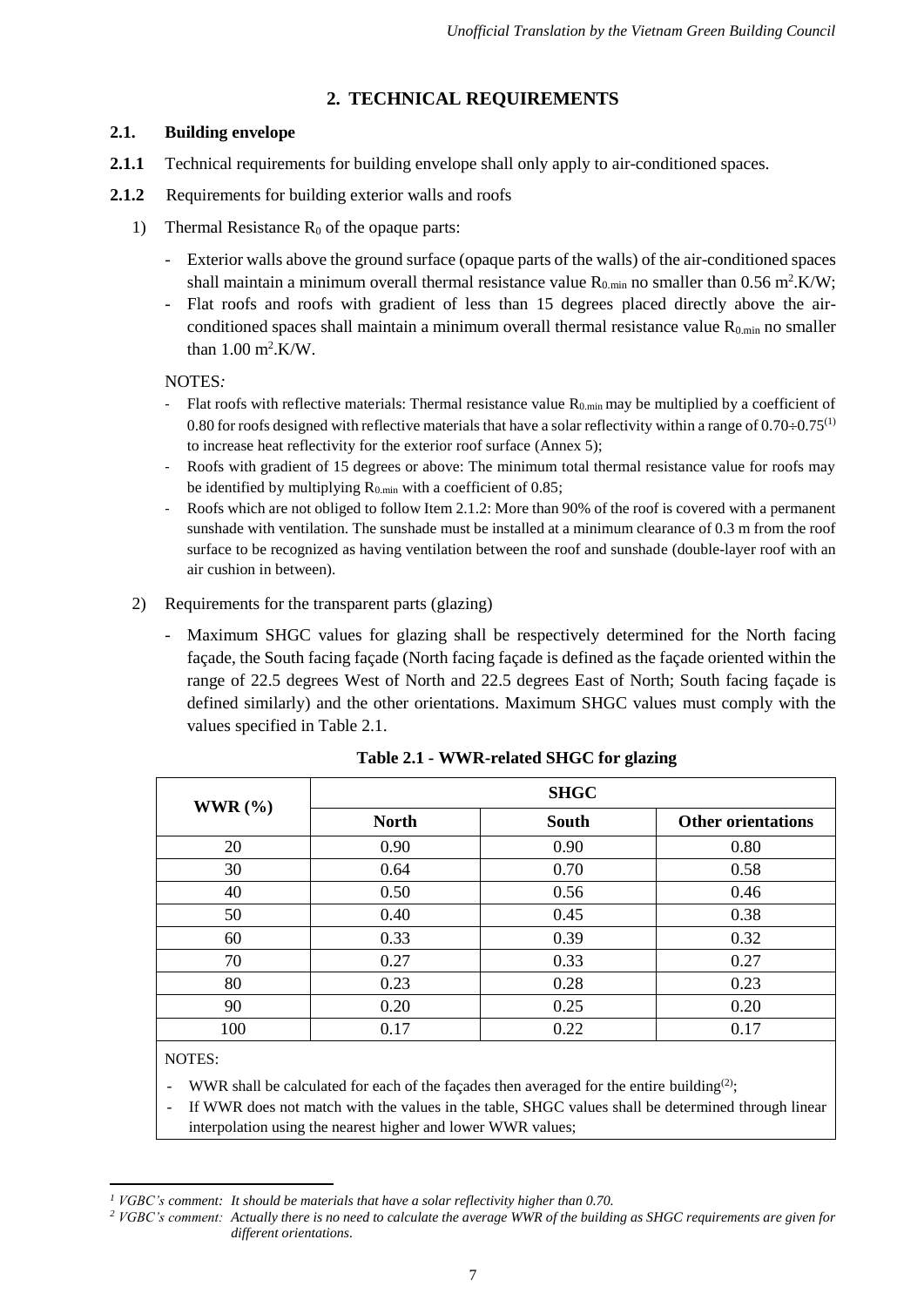## 2. TECHNICAL REQUIREMENTS

### 2.1. Building envelope

**2.1.1** Technical requirements for building envelope shall only apply to air-conditioned spaces.

**2.1.2** Requirements for building exterior walls and roofs

1) Thermal Resistance $R_0$ of the opaque parts:

   - Exterior walls above the ground surface (opaque parts of the walls) of the air-conditioned spaces shall maintain a minimum overall thermal resistance value $R_{0.min}$ no smaller than 0.56 $m^2.K/W$;
   - Flat roofs and roofs with gradient of less than 15 degrees placed directly above the air-conditioned spaces shall maintain a minimum overall thermal resistance value $R_{0.min}$ no smaller than 1.00 $m^2.K/W$.

   NOTES:

   - Flat roofs with reflective materials: Thermal resistance value $R_{0.min}$ may be multiplied by a coefficient of 0.80 for roofs designed with reflective materials that have a solar reflectivity within a range of $0.70 \div 0.75$[1] to increase heat reflectivity for the exterior roof surface (Annex 5);
   - Roofs with gradient of 15 degrees or above: The minimum total thermal resistance value for roofs may be identified by multiplying $R_{0.min}$ with a coefficient of 0.85;
   - Roofs which are not obliged to follow Item 2.1.2: More than 90% of the roof is covered with a permanent sunshade with ventilation. The sunshade must be installed at a minimum clearance of 0.3 m from the roof surface to be recognized as having ventilation between the roof and sunshade (double-layer roof with an air cushion in between).

2) Requirements for the transparent parts (glazing)

   - Maximum SHGC values for glazing shall be respectively determined for the North facing façade, the South facing façade (North facing façade is defined as the façade oriented within the range of 22.5 degrees West of North and 22.5 degrees East of North; South facing façade is defined similarly) and the other orientations. Maximum SHGC values must comply with the values specified in Table 2.1.

**Table 2.1 - WWR-related SHGC for glazing**

| WWR (%) | SHGC | | |
|---|---|---|---|
| | **North** | **South** | **Other orientations** |
| 20 | 0.90 | 0.90 | 0.80 |
| 30 | 0.64 | 0.70 | 0.58 |
| 40 | 0.50 | 0.56 | 0.46 |
| 50 | 0.40 | 0.45 | 0.38 |
| 60 | 0.33 | 0.39 | 0.32 |
| 70 | 0.27 | 0.33 | 0.27 |
| 80 | 0.23 | 0.28 | 0.23 |
| 90 | 0.20 | 0.25 | 0.20 |
| 100 | 0.17 | 0.22 | 0.17 |

NOTES:

- WWR shall be calculated for each of the façades then averaged for the entire building[2];
- If WWR does not match with the values in the table, SHGC values shall be determined through linear interpolation using the nearest higher and lower WWR values;

---

[1] *VGBC's comment: It should be materials that have a solar reflectivity higher than 0.70.*

[2] *VGBC's comment: Actually there is no need to calculate the average WWR of the building as SHGC requirements are given for different orientations.*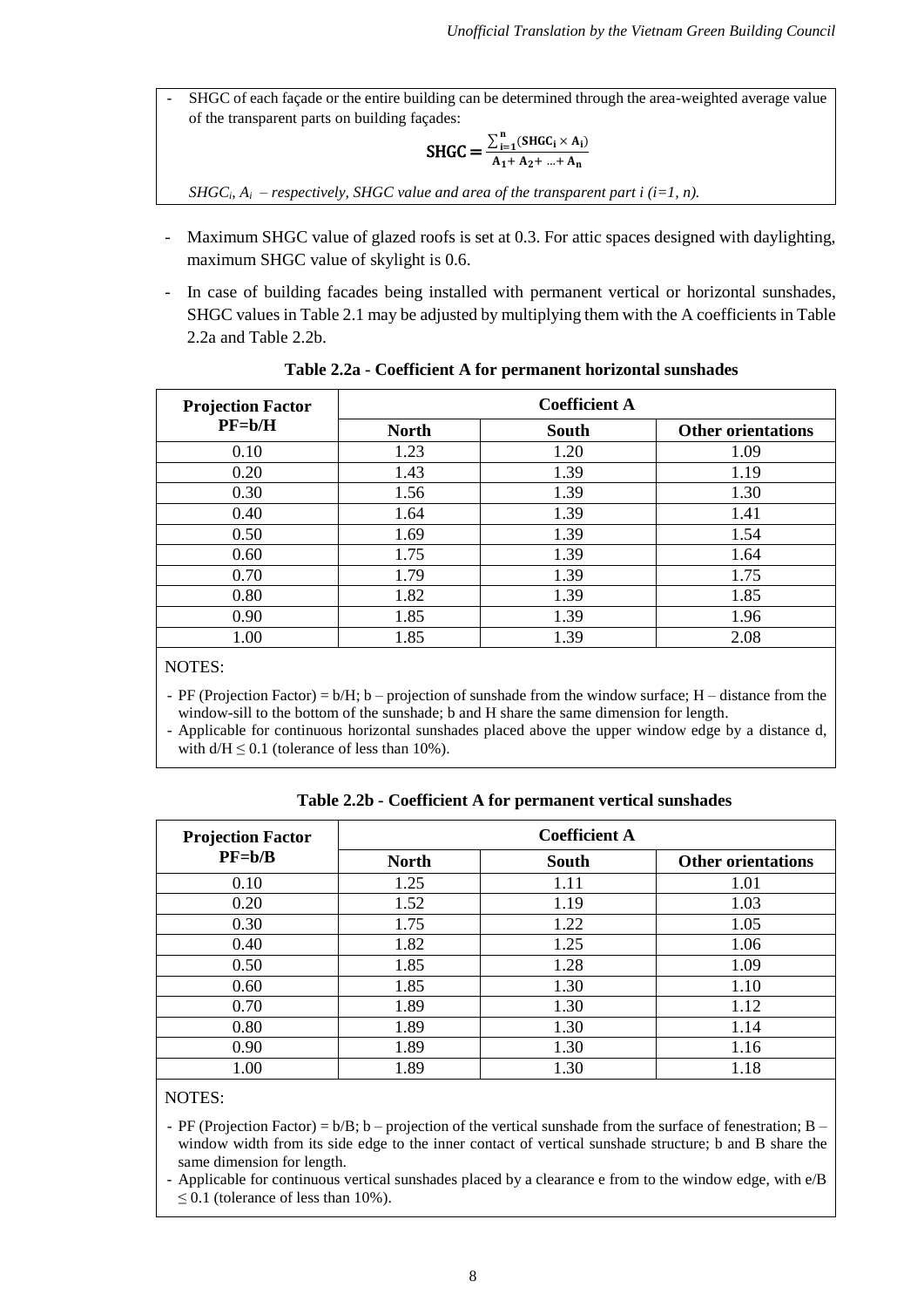- SHGC of each façade or the entire building can be determined through the area-weighted average value of the transparent parts on building façades:

$$\mathbf{SHGC} = \frac{\sum_{i=1}^{n}(\mathbf{SHGC_i} \times \mathbf{A_i})}{\mathbf{A_1} + \mathbf{A_2} + \ldots + \mathbf{A_n}}$$

*$SHGC_i$, $A_i$ – respectively, SHGC value and area of the transparent part i (i=1, n).*

- Maximum SHGC value of glazed roofs is set at 0.3. For attic spaces designed with daylighting, maximum SHGC value of skylight is 0.6.
- In case of building facades being installed with permanent vertical or horizontal sunshades, SHGC values in Table 2.1 may be adjusted by multiplying them with the A coefficients in Table 2.2a and Table 2.2b.

**Table 2.2a - Coefficient A for permanent horizontal sunshades**

| Projection Factor PF=b/H | Coefficient A | | |
|---|---|---|---|
| | **North** | **South** | **Other orientations** |
| 0.10 | 1.23 | 1.20 | 1.09 |
| 0.20 | 1.43 | 1.39 | 1.19 |
| 0.30 | 1.56 | 1.39 | 1.30 |
| 0.40 | 1.64 | 1.39 | 1.41 |
| 0.50 | 1.69 | 1.39 | 1.54 |
| 0.60 | 1.75 | 1.39 | 1.64 |
| 0.70 | 1.79 | 1.39 | 1.75 |
| 0.80 | 1.82 | 1.39 | 1.85 |
| 0.90 | 1.85 | 1.39 | 1.96 |
| 1.00 | 1.85 | 1.39 | 2.08 |

NOTES:

- PF (Projection Factor) = b/H; b – projection of sunshade from the window surface; H – distance from the window-sill to the bottom of the sunshade; b and H share the same dimension for length.
- Applicable for continuous horizontal sunshades placed above the upper window edge by a distance d, with $d/H \leq 0.1$ (tolerance of less than 10%).

**Table 2.2b - Coefficient A for permanent vertical sunshades**

| Projection Factor PF=b/B | Coefficient A | | |
|---|---|---|---|
| | **North** | **South** | **Other orientations** |
| 0.10 | 1.25 | 1.11 | 1.01 |
| 0.20 | 1.52 | 1.19 | 1.03 |
| 0.30 | 1.75 | 1.22 | 1.05 |
| 0.40 | 1.82 | 1.25 | 1.06 |
| 0.50 | 1.85 | 1.28 | 1.09 |
| 0.60 | 1.85 | 1.30 | 1.10 |
| 0.70 | 1.89 | 1.30 | 1.12 |
| 0.80 | 1.89 | 1.30 | 1.14 |
| 0.90 | 1.89 | 1.30 | 1.16 |
| 1.00 | 1.89 | 1.30 | 1.18 |

NOTES:

- PF (Projection Factor) = b/B; b – projection of the vertical sunshade from the surface of fenestration; B – window width from its side edge to the inner contact of vertical sunshade structure; b and B share the same dimension for length.
- Applicable for continuous vertical sunshades placed by a clearance e from to the window edge, with $e/B \leq 0.1$ (tolerance of less than 10%).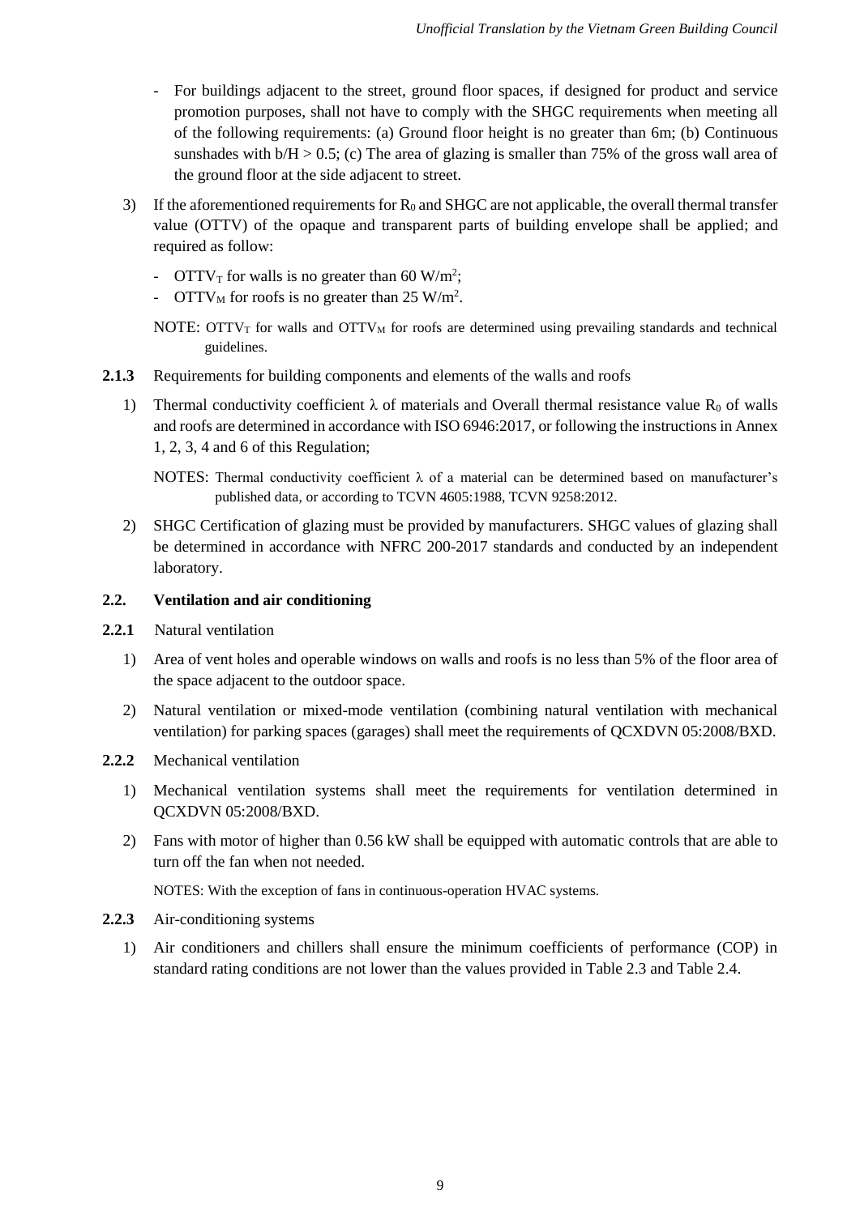- For buildings adjacent to the street, ground floor spaces, if designed for product and service promotion purposes, shall not have to comply with the SHGC requirements when meeting all of the following requirements: (a) Ground floor height is no greater than 6m; (b) Continuous sunshades with $b/H > 0.5$; (c) The area of glazing is smaller than 75% of the gross wall area of the ground floor at the side adjacent to street.

3) If the aforementioned requirements for $R_0$ and SHGC are not applicable, the overall thermal transfer value (OTTV) of the opaque and transparent parts of building envelope shall be applied; and required as follow:

   - $OTTV_T$ for walls is no greater than 60 W/m$^2$;
   - $OTTV_M$ for roofs is no greater than 25 W/m$^2$.

   NOTE: $OTTV_T$ for walls and $OTTV_M$ for roofs are determined using prevailing standards and technical guidelines.

**2.1.3** Requirements for building components and elements of the walls and roofs

1) Thermal conductivity coefficient $\lambda$ of materials and Overall thermal resistance value $R_0$ of walls and roofs are determined in accordance with ISO 6946:2017, or following the instructions in Annex 1, 2, 3, 4 and 6 of this Regulation;

   NOTES: Thermal conductivity coefficient $\lambda$ of a material can be determined based on manufacturer's published data, or according to TCVN 4605:1988, TCVN 9258:2012.

2) SHGC Certification of glazing must be provided by manufacturers. SHGC values of glazing shall be determined in accordance with NFRC 200-2017 standards and conducted by an independent laboratory.

### 2.2. Ventilation and air conditioning

**2.2.1** Natural ventilation

1) Area of vent holes and operable windows on walls and roofs is no less than 5% of the floor area of the space adjacent to the outdoor space.

2) Natural ventilation or mixed-mode ventilation (combining natural ventilation with mechanical ventilation) for parking spaces (garages) shall meet the requirements of QCXDVN 05:2008/BXD.

**2.2.2** Mechanical ventilation

1) Mechanical ventilation systems shall meet the requirements for ventilation determined in QCXDVN 05:2008/BXD.

2) Fans with motor of higher than 0.56 kW shall be equipped with automatic controls that are able to turn off the fan when not needed.

   NOTES: With the exception of fans in continuous-operation HVAC systems.

**2.2.3** Air-conditioning systems

1) Air conditioners and chillers shall ensure the minimum coefficients of performance (COP) in standard rating conditions are not lower than the values provided in Table 2.3 and Table 2.4.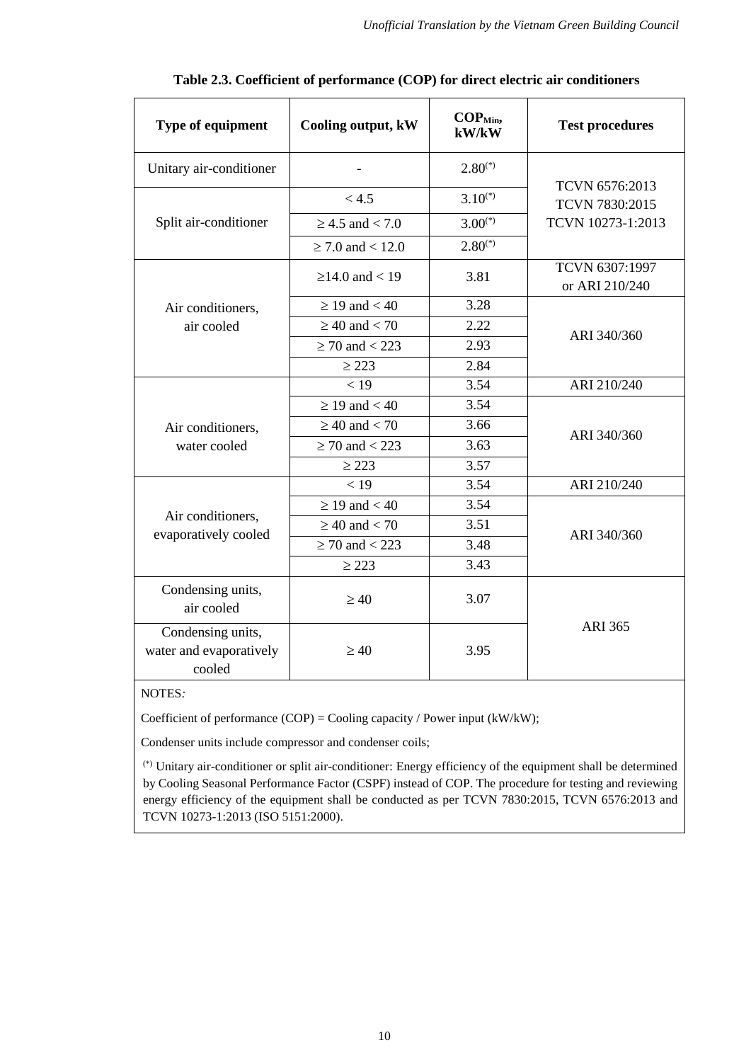**Table 2.3. Coefficient of performance (COP) for direct electric air conditioners**

| Type of equipment | Cooling output, kW | $COP_{Min}$, kW/kW | Test procedures |
|---|---|---|---|
| Unitary air-conditioner | - | 2.80(*) | TCVN 6576:2013 TCVN 7830:2015 TCVN 10273-1:2013 |
| Split air-conditioner | < 4.5 | 3.10(*) | |
| | ≥ 4.5 and < 7.0 | 3.00(*) | |
| | ≥ 7.0 and < 12.0 | 2.80(*) | |
| Air conditioners, air cooled | ≥14.0 and < 19 | 3.81 | TCVN 6307:1997 or ARI 210/240 |
| | ≥ 19 and < 40 | 3.28 | ARI 340/360 |
| | ≥ 40 and < 70 | 2.22 | |
| | ≥ 70 and < 223 | 2.93 | |
| | ≥ 223 | 2.84 | |
| Air conditioners, water cooled | < 19 | 3.54 | ARI 210/240 |
| | ≥ 19 and < 40 | 3.54 | ARI 340/360 |
| | ≥ 40 and < 70 | 3.66 | |
| | ≥ 70 and < 223 | 3.63 | |
| | ≥ 223 | 3.57 | |
| Air conditioners, evaporatively cooled | < 19 | 3.54 | ARI 210/240 |
| | ≥ 19 and < 40 | 3.54 | ARI 340/360 |
| | ≥ 40 and < 70 | 3.51 | |
| | ≥ 70 and < 223 | 3.48 | |
| | ≥ 223 | 3.43 | |
| Condensing units, air cooled | ≥ 40 | 3.07 | ARI 365 |
| Condensing units, water and evaporatively cooled | ≥ 40 | 3.95 | |

NOTES*:*

Coefficient of performance (COP) = Cooling capacity / Power input (kW/kW);

Condenser units include compressor and condenser coils;

(*) Unitary air-conditioner or split air-conditioner: Energy efficiency of the equipment shall be determined by Cooling Seasonal Performance Factor (CSPF) instead of COP. The procedure for testing and reviewing energy efficiency of the equipment shall be conducted as per TCVN 7830:2015, TCVN 6576:2013 and TCVN 10273-1:2013 (ISO 5151:2000).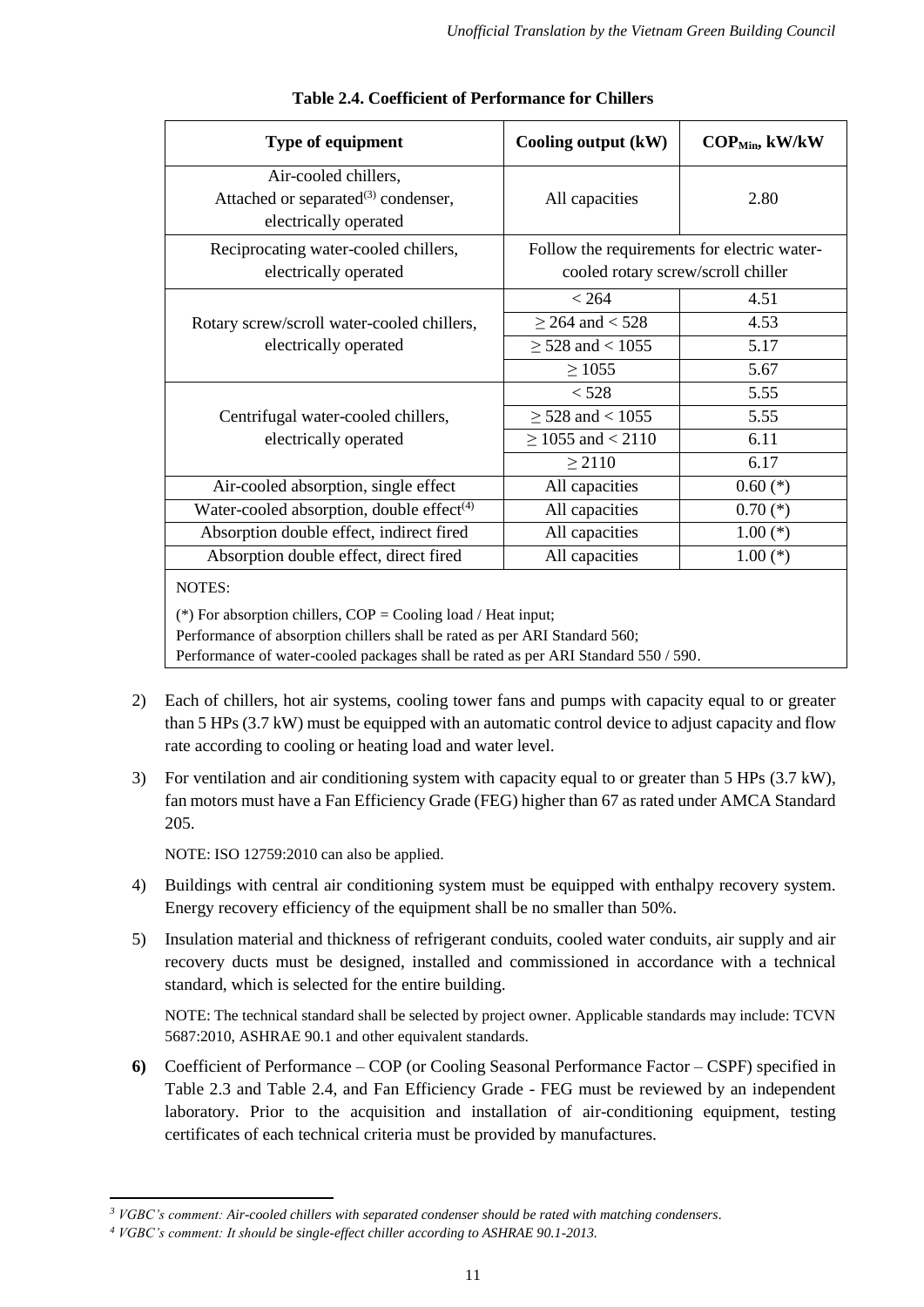**Table 2.4. Coefficient of Performance for Chillers**

| Type of equipment | Cooling output (kW) | $COP_{Min}$, kW/kW |
|---|---|---|
| Air-cooled chillers, Attached or separated[3] condenser, electrically operated | All capacities | 2.80 |
| Reciprocating water-cooled chillers, electrically operated | Follow the requirements for electric water-cooled rotary screw/scroll chiller | |
| Rotary screw/scroll water-cooled chillers, electrically operated | < 264 | 4.51 |
| | ≥ 264 and < 528 | 4.53 |
| | ≥ 528 and < 1055 | 5.17 |
| | ≥ 1055 | 5.67 |
| Centrifugal water-cooled chillers, electrically operated | < 528 | 5.55 |
| | ≥ 528 and < 1055 | 5.55 |
| | ≥ 1055 and < 2110 | 6.11 |
| | ≥ 2110 | 6.17 |
| Air-cooled absorption, single effect | All capacities | 0.60 (*) |
| Water-cooled absorption, double effect[4] | All capacities | 0.70 (*) |
| Absorption double effect, indirect fired | All capacities | 1.00 (*) |
| Absorption double effect, direct fired | All capacities | 1.00 (*) |

NOTES:

(*) For absorption chillers, COP = Cooling load / Heat input;
Performance of absorption chillers shall be rated as per ARI Standard 560;
Performance of water-cooled packages shall be rated as per ARI Standard 550 / 590.

2) Each of chillers, hot air systems, cooling tower fans and pumps with capacity equal to or greater than 5 HPs (3.7 kW) must be equipped with an automatic control device to adjust capacity and flow rate according to cooling or heating load and water level.

3) For ventilation and air conditioning system with capacity equal to or greater than 5 HPs (3.7 kW), fan motors must have a Fan Efficiency Grade (FEG) higher than 67 as rated under AMCA Standard 205.

   NOTE: ISO 12759:2010 can also be applied.

4) Buildings with central air conditioning system must be equipped with enthalpy recovery system. Energy recovery efficiency of the equipment shall be no smaller than 50%.

5) Insulation material and thickness of refrigerant conduits, cooled water conduits, air supply and air recovery ducts must be designed, installed and commissioned in accordance with a technical standard, which is selected for the entire building.

   NOTE: The technical standard shall be selected by project owner. Applicable standards may include: TCVN 5687:2010, ASHRAE 90.1 and other equivalent standards.

**6)** Coefficient of Performance – COP (or Cooling Seasonal Performance Factor – CSPF) specified in Table 2.3 and Table 2.4, and Fan Efficiency Grade - FEG must be reviewed by an independent laboratory. Prior to the acquisition and installation of air-conditioning equipment, testing certificates of each technical criteria must be provided by manufactures.

---

[3] *VGBC's comment: Air-cooled chillers with separated condenser should be rated with matching condensers.*

[4] *VGBC's comment: It should be single-effect chiller according to ASHRAE 90.1-2013.*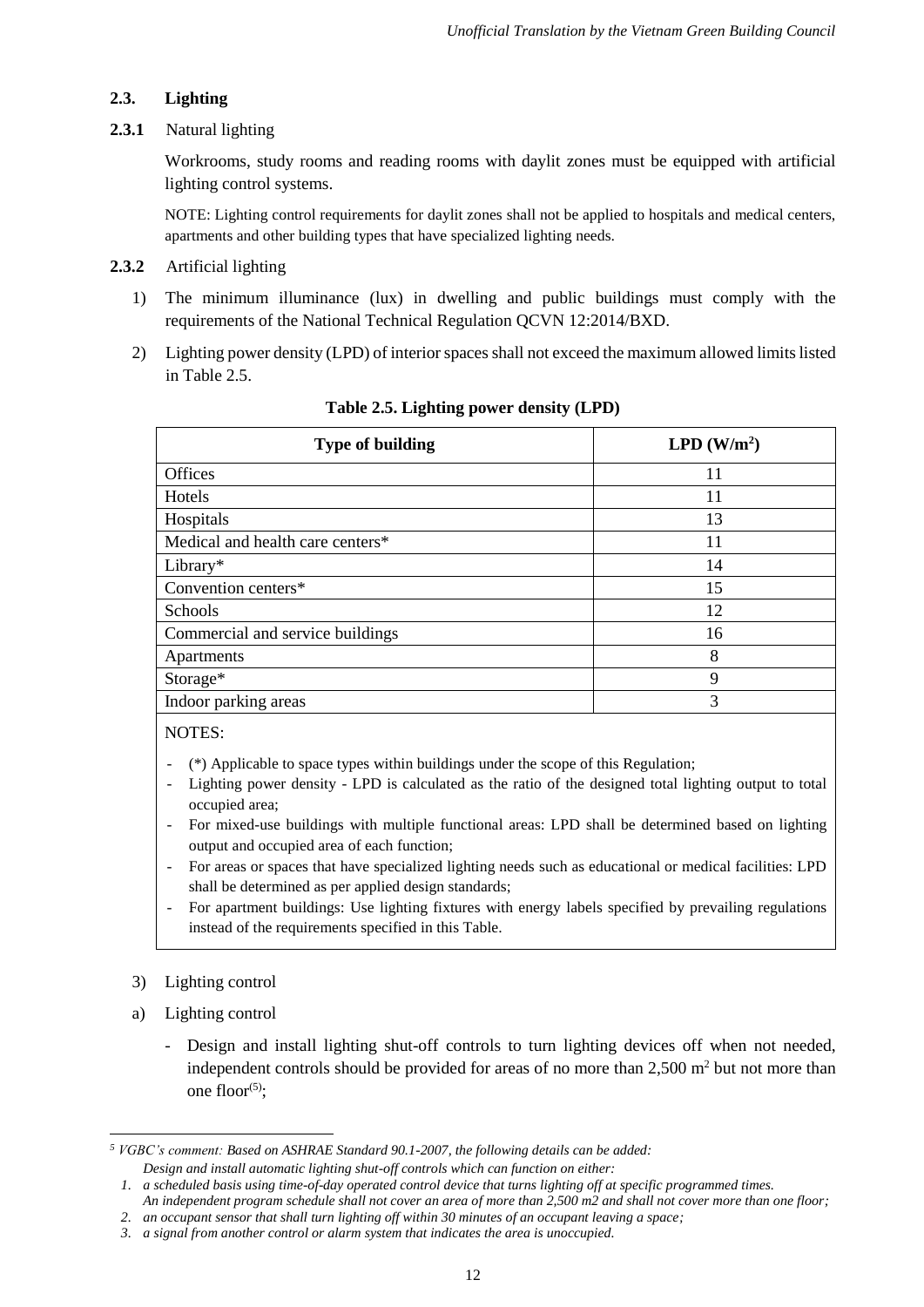### 2.3. Lighting

**2.3.1** Natural lighting

Workrooms, study rooms and reading rooms with daylit zones must be equipped with artificial lighting control systems.

NOTE: Lighting control requirements for daylit zones shall not be applied to hospitals and medical centers, apartments and other building types that have specialized lighting needs.

**2.3.2** Artificial lighting

1) The minimum illuminance (lux) in dwelling and public buildings must comply with the requirements of the National Technical Regulation QCVN 12:2014/BXD.

2) Lighting power density (LPD) of interior spaces shall not exceed the maximum allowed limits listed in Table 2.5.

**Table 2.5. Lighting power density (LPD)**

| Type of building | LPD (W/m²) |
|---|---|
| Offices | 11 |
| Hotels | 11 |
| Hospitals | 13 |
| Medical and health care centers* | 11 |
| Library* | 14 |
| Convention centers* | 15 |
| Schools | 12 |
| Commercial and service buildings | 16 |
| Apartments | 8 |
| Storage* | 9 |
| Indoor parking areas | 3 |

NOTES:

- (*) Applicable to space types within buildings under the scope of this Regulation;
- Lighting power density - LPD is calculated as the ratio of the designed total lighting output to total occupied area;
- For mixed-use buildings with multiple functional areas: LPD shall be determined based on lighting output and occupied area of each function;
- For areas or spaces that have specialized lighting needs such as educational or medical facilities: LPD shall be determined as per applied design standards;
- For apartment buildings: Use lighting fixtures with energy labels specified by prevailing regulations instead of the requirements specified in this Table.

3) Lighting control

a) Lighting control

- Design and install lighting shut-off controls to turn lighting devices off when not needed, independent controls should be provided for areas of no more than 2,500 m² but not more than one floor[5];

---

[5] *VGBC's comment: Based on ASHRAE Standard 90.1-2007, the following details can be added:*
*Design and install automatic lighting shut-off controls which can function on either:*
1. *a scheduled basis using time-of-day operated control device that turns lighting off at specific programmed times. An independent program schedule shall not cover an area of more than 2,500 m2 and shall not cover more than one floor;*
2. *an occupant sensor that shall turn lighting off within 30 minutes of an occupant leaving a space;*
3. *a signal from another control or alarm system that indicates the area is unoccupied.*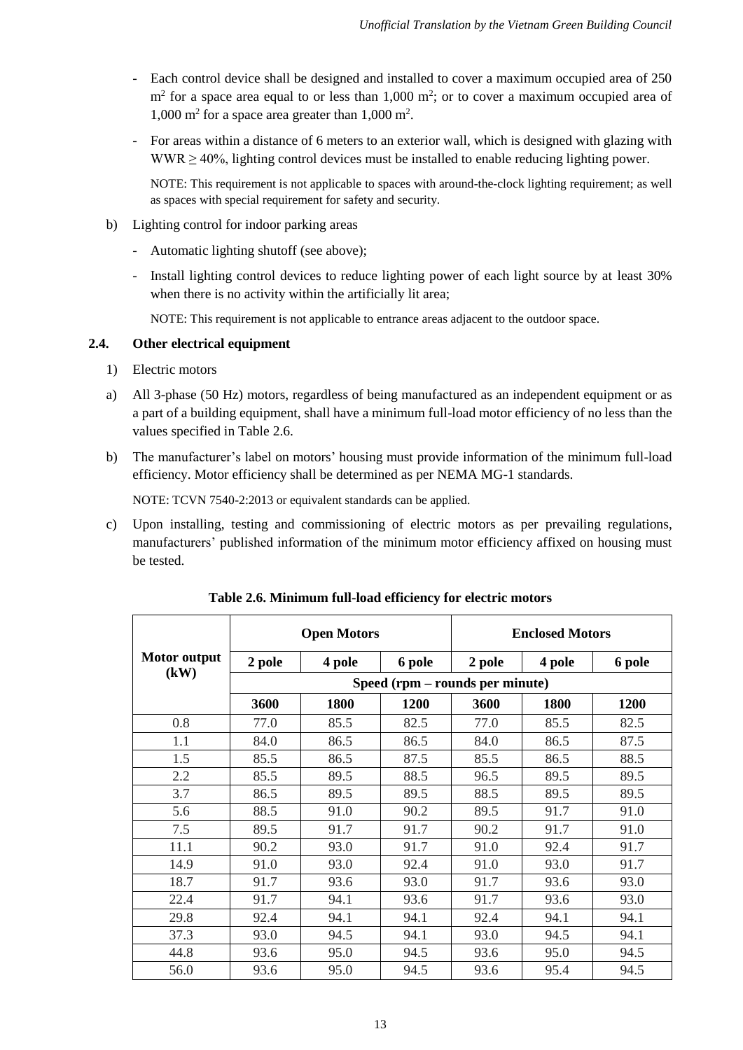- Each control device shall be designed and installed to cover a maximum occupied area of 250 $m^2$ for a space area equal to or less than 1,000 $m^2$; or to cover a maximum occupied area of 1,000 $m^2$ for a space area greater than 1,000 $m^2$.
- For areas within a distance of 6 meters to an exterior wall, which is designed with glazing with WWR $\geq$ 40%, lighting control devices must be installed to enable reducing lighting power.

  NOTE: This requirement is not applicable to spaces with around-the-clock lighting requirement; as well as spaces with special requirement for safety and security.

b) Lighting control for indoor parking areas

- Automatic lighting shutoff (see above);
- Install lighting control devices to reduce lighting power of each light source by at least 30% when there is no activity within the artificially lit area;

  NOTE: This requirement is not applicable to entrance areas adjacent to the outdoor space.

### 2.4. Other electrical equipment

1) Electric motors

a) All 3-phase (50 Hz) motors, regardless of being manufactured as an independent equipment or as a part of a building equipment, shall have a minimum full-load motor efficiency of no less than the values specified in Table 2.6.

b) The manufacturer's label on motors' housing must provide information of the minimum full-load efficiency. Motor efficiency shall be determined as per NEMA MG-1 standards.

NOTE: TCVN 7540-2:2013 or equivalent standards can be applied.

c) Upon installing, testing and commissioning of electric motors as per prevailing regulations, manufacturers' published information of the minimum motor efficiency affixed on housing must be tested.

**Table 2.6. Minimum full-load efficiency for electric motors**

| Motor output (kW) | Open Motors | | | Enclosed Motors | | |
|---|---|---|---|---|---|---|
| | 2 pole | 4 pole | 6 pole | 2 pole | 4 pole | 6 pole |
| | Speed (rpm – rounds per minute) | | | | | |
| | 3600 | 1800 | 1200 | 3600 | 1800 | 1200 |
| 0.8 | 77.0 | 85.5 | 82.5 | 77.0 | 85.5 | 82.5 |
| 1.1 | 84.0 | 86.5 | 86.5 | 84.0 | 86.5 | 87.5 |
| 1.5 | 85.5 | 86.5 | 87.5 | 85.5 | 86.5 | 88.5 |
| 2.2 | 85.5 | 89.5 | 88.5 | 96.5 | 89.5 | 89.5 |
| 3.7 | 86.5 | 89.5 | 89.5 | 88.5 | 89.5 | 89.5 |
| 5.6 | 88.5 | 91.0 | 90.2 | 89.5 | 91.7 | 91.0 |
| 7.5 | 89.5 | 91.7 | 91.7 | 90.2 | 91.7 | 91.0 |
| 11.1 | 90.2 | 93.0 | 91.7 | 91.0 | 92.4 | 91.7 |
| 14.9 | 91.0 | 93.0 | 92.4 | 91.0 | 93.0 | 91.7 |
| 18.7 | 91.7 | 93.6 | 93.0 | 91.7 | 93.6 | 93.0 |
| 22.4 | 91.7 | 94.1 | 93.6 | 91.7 | 93.6 | 93.0 |
| 29.8 | 92.4 | 94.1 | 94.1 | 92.4 | 94.1 | 94.1 |
| 37.3 | 93.0 | 94.5 | 94.1 | 93.0 | 94.5 | 94.1 |
| 44.8 | 93.6 | 95.0 | 94.5 | 93.6 | 95.0 | 94.5 |
| 56.0 | 93.6 | 95.0 | 94.5 | 93.6 | 95.4 | 94.5 |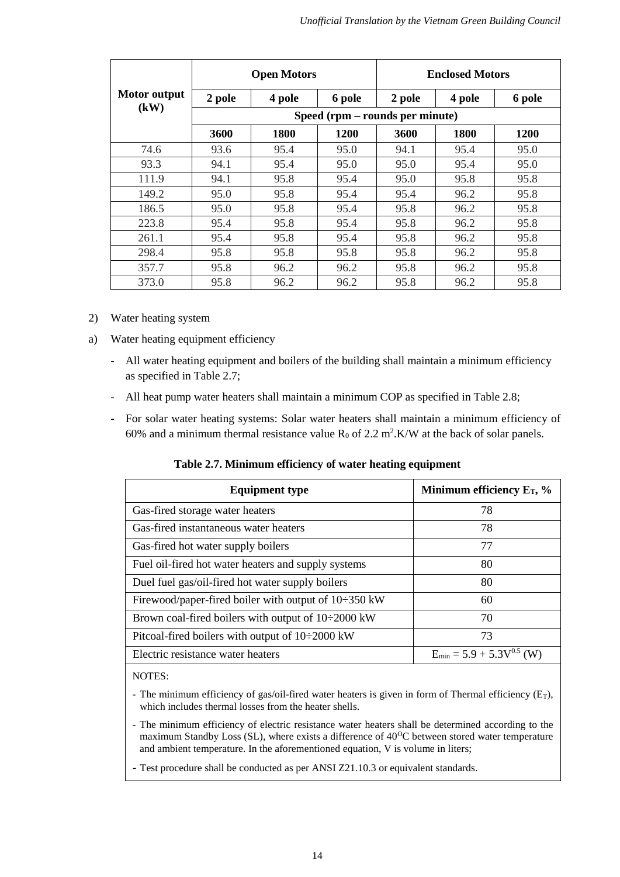| Motor output (kW) | Open Motors | | | Enclosed Motors | | |
|---|---|---|---|---|---|---|
| | 2 pole | 4 pole | 6 pole | 2 pole | 4 pole | 6 pole |
| | Speed (rpm – rounds per minute) | | | | | |
| | **3600** | **1800** | **1200** | **3600** | **1800** | **1200** |
| 74.6 | 93.6 | 95.4 | 95.0 | 94.1 | 95.4 | 95.0 |
| 93.3 | 94.1 | 95.4 | 95.0 | 95.0 | 95.4 | 95.0 |
| 111.9 | 94.1 | 95.8 | 95.4 | 95.0 | 95.8 | 95.8 |
| 149.2 | 95.0 | 95.8 | 95.4 | 95.4 | 96.2 | 95.8 |
| 186.5 | 95.0 | 95.8 | 95.4 | 95.8 | 96.2 | 95.8 |
| 223.8 | 95.4 | 95.8 | 95.4 | 95.8 | 96.2 | 95.8 |
| 261.1 | 95.4 | 95.8 | 95.4 | 95.8 | 96.2 | 95.8 |
| 298.4 | 95.8 | 95.8 | 95.8 | 95.8 | 96.2 | 95.8 |
| 357.7 | 95.8 | 96.2 | 96.2 | 95.8 | 96.2 | 95.8 |
| 373.0 | 95.8 | 96.2 | 96.2 | 95.8 | 96.2 | 95.8 |

2) Water heating system

a) Water heating equipment efficiency

- All water heating equipment and boilers of the building shall maintain a minimum efficiency as specified in Table 2.7;
- All heat pump water heaters shall maintain a minimum COP as specified in Table 2.8;
- For solar water heating systems: Solar water heaters shall maintain a minimum efficiency of 60% and a minimum thermal resistance value $R_0$ of 2.2 $m^2$.K/W at the back of solar panels.

**Table 2.7. Minimum efficiency of water heating equipment**

| Equipment type | Minimum efficiency $E_T$, % |
|---|---|
| Gas-fired storage water heaters | 78 |
| Gas-fired instantaneous water heaters | 78 |
| Gas-fired hot water supply boilers | 77 |
| Fuel oil-fired hot water heaters and supply systems | 80 |
| Duel fuel gas/oil-fired hot water supply boilers | 80 |
| Firewood/paper-fired boiler with output of 10÷350 kW | 60 |
| Brown coal-fired boilers with output of 10÷2000 kW | 70 |
| Pitcoal-fired boilers with output of 10÷2000 kW | 73 |
| Electric resistance water heaters | $E_{min} = 5.9 + 5.3V^{0.5}$ (W) |

NOTES:

- The minimum efficiency of gas/oil-fired water heaters is given in form of Thermal efficiency ($E_T$), which includes thermal losses from the heater shells.
- The minimum efficiency of electric resistance water heaters shall be determined according to the maximum Standby Loss (SL), where exists a difference of 40$^{O}$C between stored water temperature and ambient temperature. In the aforementioned equation, V is volume in liters;
- Test procedure shall be conducted as per ANSI Z21.10.3 or equivalent standards.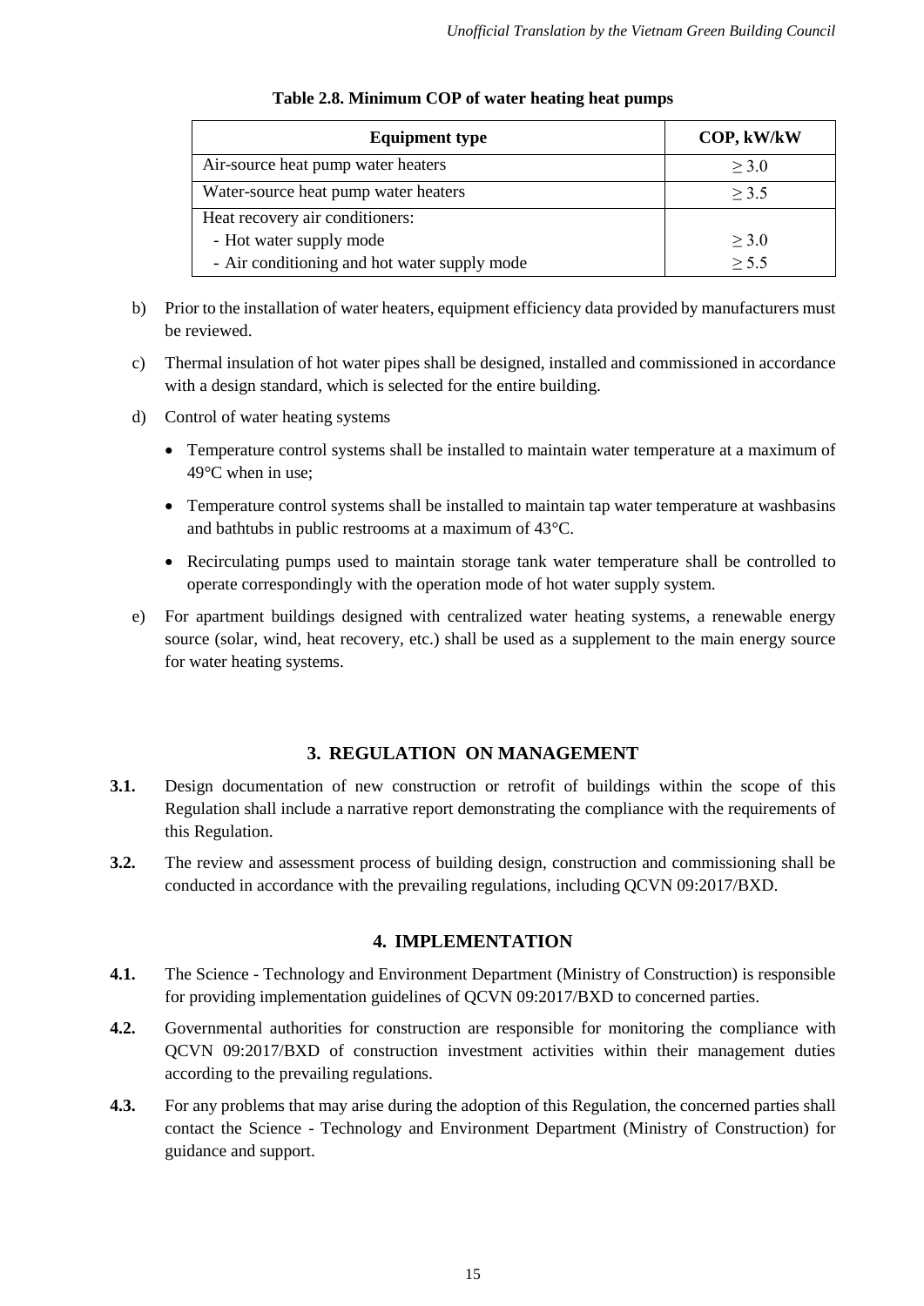**Table 2.8. Minimum COP of water heating heat pumps**

| Equipment type | COP, kW/kW |
|---|---|
| Air-source heat pump water heaters | ≥ 3.0 |
| Water-source heat pump water heaters | ≥ 3.5 |
| Heat recovery air conditioners: | |
| - Hot water supply mode | ≥ 3.0 |
| - Air conditioning and hot water supply mode | ≥ 5.5 |

b) Prior to the installation of water heaters, equipment efficiency data provided by manufacturers must be reviewed.

c) Thermal insulation of hot water pipes shall be designed, installed and commissioned in accordance with a design standard, which is selected for the entire building.

d) Control of water heating systems

- Temperature control systems shall be installed to maintain water temperature at a maximum of 49°C when in use;
- Temperature control systems shall be installed to maintain tap water temperature at washbasins and bathtubs in public restrooms at a maximum of 43°C.
- Recirculating pumps used to maintain storage tank water temperature shall be controlled to operate correspondingly with the operation mode of hot water supply system.

e) For apartment buildings designed with centralized water heating systems, a renewable energy source (solar, wind, heat recovery, etc.) shall be used as a supplement to the main energy source for water heating systems.

## 3. REGULATION ON MANAGEMENT

**3.1.** Design documentation of new construction or retrofit of buildings within the scope of this Regulation shall include a narrative report demonstrating the compliance with the requirements of this Regulation.

**3.2.** The review and assessment process of building design, construction and commissioning shall be conducted in accordance with the prevailing regulations, including QCVN 09:2017/BXD.

## 4. IMPLEMENTATION

**4.1.** The Science - Technology and Environment Department (Ministry of Construction) is responsible for providing implementation guidelines of QCVN 09:2017/BXD to concerned parties.

**4.2.** Governmental authorities for construction are responsible for monitoring the compliance with QCVN 09:2017/BXD of construction investment activities within their management duties according to the prevailing regulations.

**4.3.** For any problems that may arise during the adoption of this Regulation, the concerned parties shall contact the Science - Technology and Environment Department (Ministry of Construction) for guidance and support.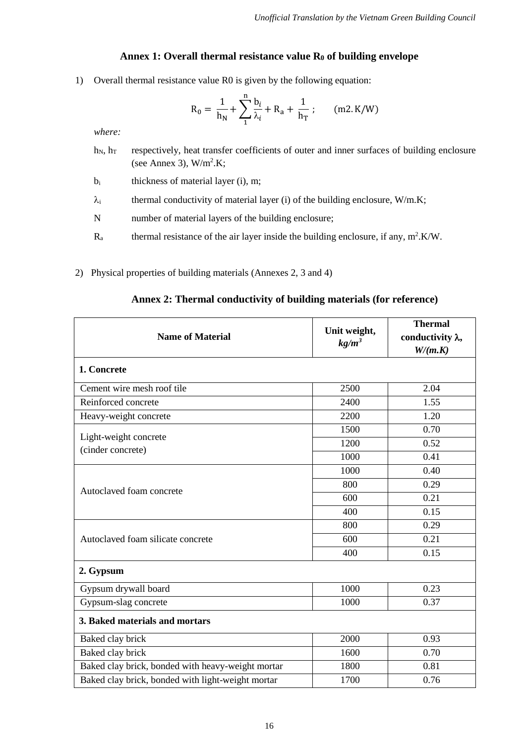## Annex 1: Overall thermal resistance value $R_0$ of building envelope

1) Overall thermal resistance value R0 is given by the following equation:

$$R_0 = \frac{1}{h_N} + \sum_{1}^{n} \frac{b_i}{\lambda_i} + R_a + \frac{1}{h_T}\ ; \qquad (m2.K/W)$$

*where:*

- $h_N$, $h_T$ — respectively, heat transfer coefficients of outer and inner surfaces of building enclosure (see Annex 3), $W/m^2.K$;
- $b_i$ — thickness of material layer (i), m;
- $\lambda_i$ — thermal conductivity of material layer (i) of the building enclosure, W/m.K;
- N — number of material layers of the building enclosure;
- $R_a$ — thermal resistance of the air layer inside the building enclosure, if any, $m^2.K/W$.

2) Physical properties of building materials (Annexes 2, 3 and 4)

## Annex 2: Thermal conductivity of building materials (for reference)

| Name of Material | Unit weight, *kg/m³* | Thermal conductivity $\lambda$, *W/(m.K)* |
|---|---|---|
| **1. Concrete** | | |
| Cement wire mesh roof tile | 2500 | 2.04 |
| Reinforced concrete | 2400 | 1.55 |
| Heavy-weight concrete | 2200 | 1.20 |
| Light-weight concrete (cinder concrete) | 1500 | 0.70 |
| | 1200 | 0.52 |
| | 1000 | 0.41 |
| Autoclaved foam concrete | 1000 | 0.40 |
| | 800 | 0.29 |
| | 600 | 0.21 |
| | 400 | 0.15 |
| Autoclaved foam silicate concrete | 800 | 0.29 |
| | 600 | 0.21 |
| | 400 | 0.15 |
| **2. Gypsum** | | |
| Gypsum drywall board | 1000 | 0.23 |
| Gypsum-slag concrete | 1000 | 0.37 |
| **3. Baked materials and mortars** | | |
| Baked clay brick | 2000 | 0.93 |
| Baked clay brick | 1600 | 0.70 |
| Baked clay brick, bonded with heavy-weight mortar | 1800 | 0.81 |
| Baked clay brick, bonded with light-weight mortar | 1700 | 0.76 |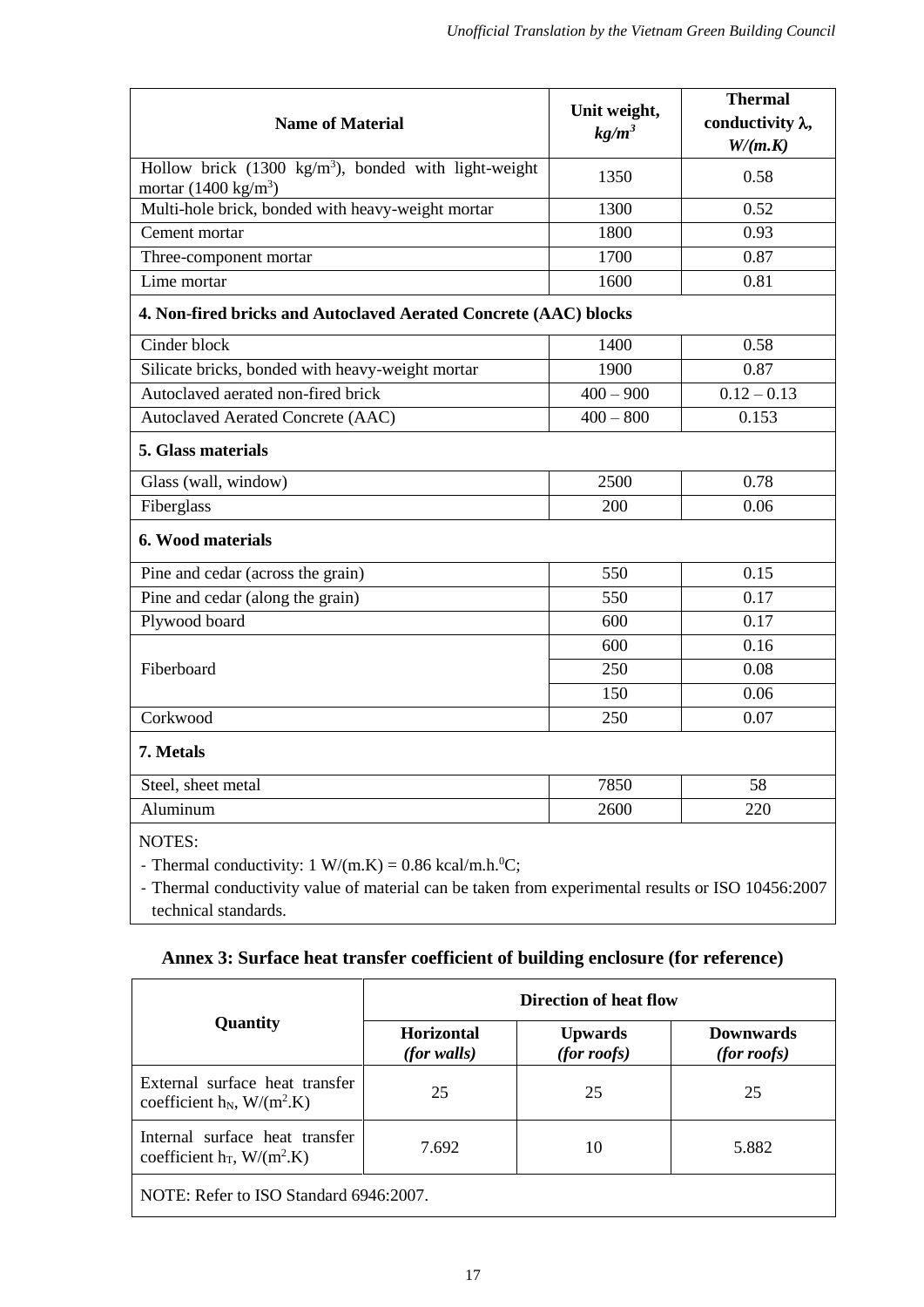| Name of Material | Unit weight, *kg/m³* | Thermal conductivity λ, *W/(m.K)* |
|---|---|---|
| Hollow brick (1300 kg/m³), bonded with light-weight mortar (1400 kg/m³) | 1350 | 0.58 |
| Multi-hole brick, bonded with heavy-weight mortar | 1300 | 0.52 |
| Cement mortar | 1800 | 0.93 |
| Three-component mortar | 1700 | 0.87 |
| Lime mortar | 1600 | 0.81 |
| **4. Non-fired bricks and Autoclaved Aerated Concrete (AAC) blocks** | | |
| Cinder block | 1400 | 0.58 |
| Silicate bricks, bonded with heavy-weight mortar | 1900 | 0.87 |
| Autoclaved aerated non-fired brick | 400 – 900 | 0.12 – 0.13 |
| Autoclaved Aerated Concrete (AAC) | 400 – 800 | 0.153 |
| **5. Glass materials** | | |
| Glass (wall, window) | 2500 | 0.78 |
| Fiberglass | 200 | 0.06 |
| **6. Wood materials** | | |
| Pine and cedar (across the grain) | 550 | 0.15 |
| Pine and cedar (along the grain) | 550 | 0.17 |
| Plywood board | 600 | 0.17 |
| Fiberboard | 600 | 0.16 |
| | 250 | 0.08 |
| | 150 | 0.06 |
| Corkwood | 250 | 0.07 |
| **7. Metals** | | |
| Steel, sheet metal | 7850 | 58 |
| Aluminum | 2600 | 220 |

NOTES:

- Thermal conductivity: 1 W/(m.K) = 0.86 kcal/m.h.⁰C;
- Thermal conductivity value of material can be taken from experimental results or ISO 10456:2007 technical standards.

## Annex 3: Surface heat transfer coefficient of building enclosure (for reference)

| Quantity | Direction of heat flow | | |
|---|---|---|---|
| | **Horizontal** *(for walls)* | **Upwards** *(for roofs)* | **Downwards** *(for roofs)* |
| External surface heat transfer coefficient $h_N$, W/(m².K) | 25 | 25 | 25 |
| Internal surface heat transfer coefficient $h_T$, W/(m².K) | 7.692 | 10 | 5.882 |

NOTE: Refer to ISO Standard 6946:2007.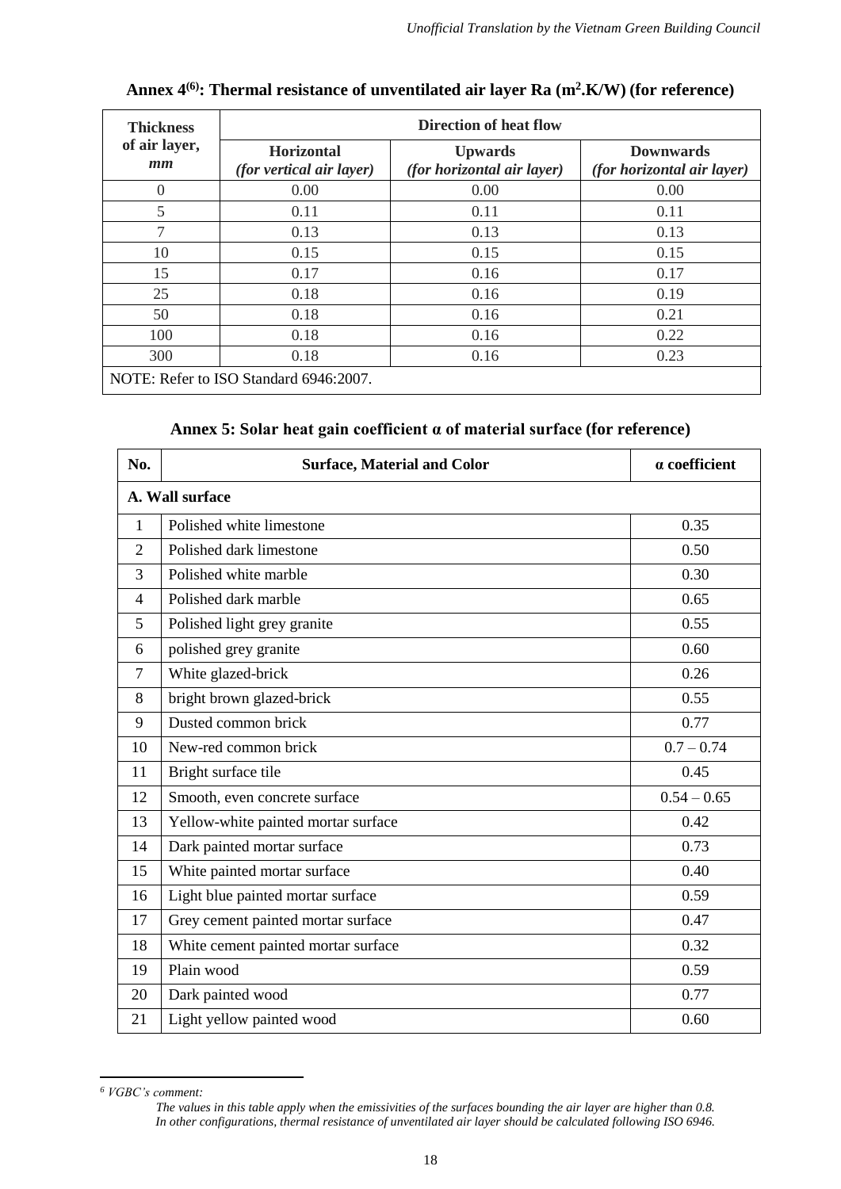## Annex 4[6]: Thermal resistance of unventilated air layer Ra ($m^2.K/W$) (for reference)

| Thickness of air layer, *mm* | Direction of heat flow | | |
|---|---|---|---|
| | **Horizontal** *(for vertical air layer)* | **Upwards** *(for horizontal air layer)* | **Downwards** *(for horizontal air layer)* |
| 0 | 0.00 | 0.00 | 0.00 |
| 5 | 0.11 | 0.11 | 0.11 |
| 7 | 0.13 | 0.13 | 0.13 |
| 10 | 0.15 | 0.15 | 0.15 |
| 15 | 0.17 | 0.16 | 0.17 |
| 25 | 0.18 | 0.16 | 0.19 |
| 50 | 0.18 | 0.16 | 0.21 |
| 100 | 0.18 | 0.16 | 0.22 |
| 300 | 0.18 | 0.16 | 0.23 |
| NOTE: Refer to ISO Standard 6946:2007. | | | |

## Annex 5: Solar heat gain coefficient α of material surface (for reference)

| No. | Surface, Material and Color | α coefficient |
|---|---|---|
| **A. Wall surface** | | |
| 1 | Polished white limestone | 0.35 |
| 2 | Polished dark limestone | 0.50 |
| 3 | Polished white marble | 0.30 |
| 4 | Polished dark marble | 0.65 |
| 5 | Polished light grey granite | 0.55 |
| 6 | polished grey granite | 0.60 |
| 7 | White glazed-brick | 0.26 |
| 8 | bright brown glazed-brick | 0.55 |
| 9 | Dusted common brick | 0.77 |
| 10 | New-red common brick | 0.7 – 0.74 |
| 11 | Bright surface tile | 0.45 |
| 12 | Smooth, even concrete surface | 0.54 – 0.65 |
| 13 | Yellow-white painted mortar surface | 0.42 |
| 14 | Dark painted mortar surface | 0.73 |
| 15 | White painted mortar surface | 0.40 |
| 16 | Light blue painted mortar surface | 0.59 |
| 17 | Grey cement painted mortar surface | 0.47 |
| 18 | White cement painted mortar surface | 0.32 |
| 19 | Plain wood | 0.59 |
| 20 | Dark painted wood | 0.77 |
| 21 | Light yellow painted wood | 0.60 |

---

[6] *VGBC's comment:*

*The values in this table apply when the emissivities of the surfaces bounding the air layer are higher than 0.8. In other configurations, thermal resistance of unventilated air layer should be calculated following ISO 6946.*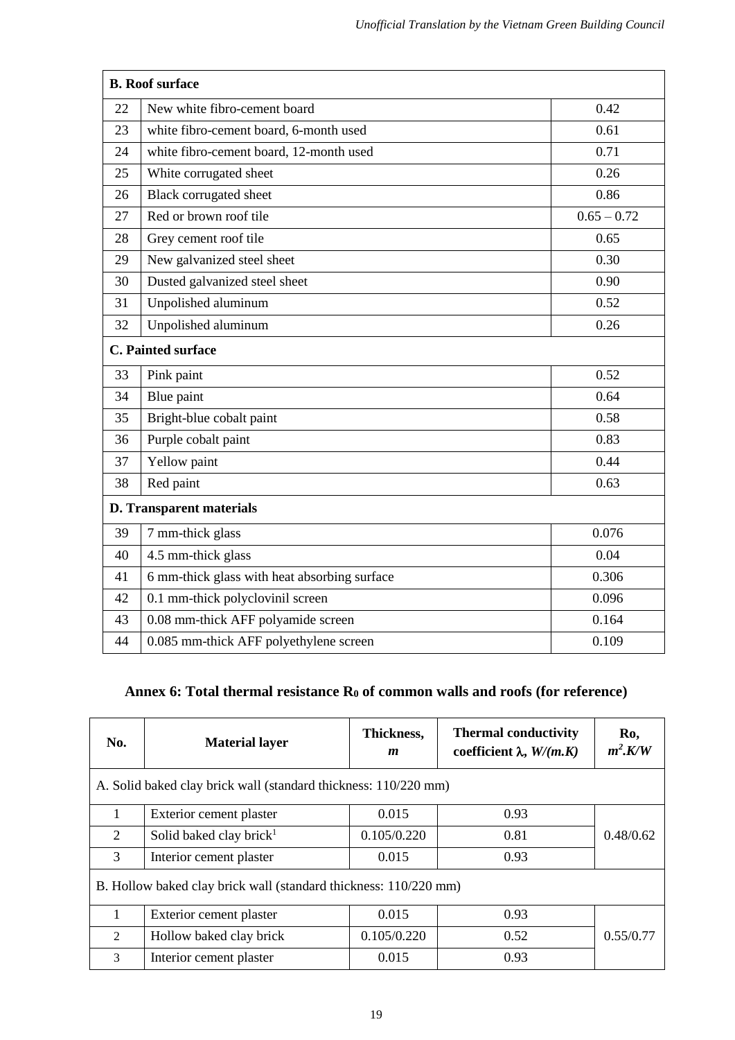| | **B. Roof surface** | |
|---|---|---|
| 22 | New white fibro-cement board | 0.42 |
| 23 | white fibro-cement board, 6-month used | 0.61 |
| 24 | white fibro-cement board, 12-month used | 0.71 |
| 25 | White corrugated sheet | 0.26 |
| 26 | Black corrugated sheet | 0.86 |
| 27 | Red or brown roof tile | 0.65 – 0.72 |
| 28 | Grey cement roof tile | 0.65 |
| 29 | New galvanized steel sheet | 0.30 |
| 30 | Dusted galvanized steel sheet | 0.90 |
| 31 | Unpolished aluminum | 0.52 |
| 32 | Unpolished aluminum | 0.26 |
| | **C. Painted surface** | |
| 33 | Pink paint | 0.52 |
| 34 | Blue paint | 0.64 |
| 35 | Bright-blue cobalt paint | 0.58 |
| 36 | Purple cobalt paint | 0.83 |
| 37 | Yellow paint | 0.44 |
| 38 | Red paint | 0.63 |
| | **D. Transparent materials** | |
| 39 | 7 mm-thick glass | 0.076 |
| 40 | 4.5 mm-thick glass | 0.04 |
| 41 | 6 mm-thick glass with heat absorbing surface | 0.306 |
| 42 | 0.1 mm-thick polyclovinil screen | 0.096 |
| 43 | 0.08 mm-thick AFF polyamide screen | 0.164 |
| 44 | 0.085 mm-thick AFF polyethylene screen | 0.109 |

## Annex 6: Total thermal resistance $R_0$ of common walls and roofs (for reference)

| No. | Material layer | Thickness, *m* | Thermal conductivity coefficient $\lambda$, *W/(m.K)* | Ro, $m^2.K/W$ |
|---|---|---|---|---|
| A. Solid baked clay brick wall (standard thickness: 110/220 mm) | | | | |
| 1 | Exterior cement plaster | 0.015 | 0.93 | 0.48/0.62 |
| 2 | Solid baked clay brick[1] | 0.105/0.220 | 0.81 | |
| 3 | Interior cement plaster | 0.015 | 0.93 | |
| B. Hollow baked clay brick wall (standard thickness: 110/220 mm) | | | | |
| 1 | Exterior cement plaster | 0.015 | 0.93 | 0.55/0.77 |
| 2 | Hollow baked clay brick | 0.105/0.220 | 0.52 | |
| 3 | Interior cement plaster | 0.015 | 0.93 | |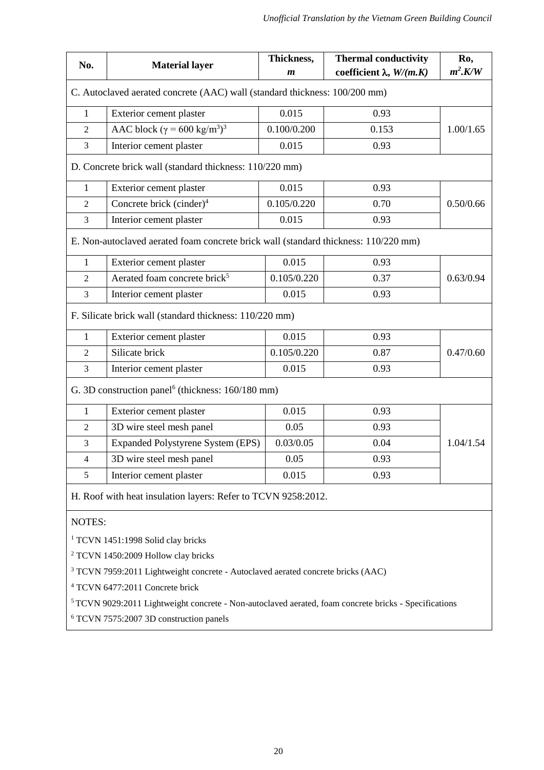| No. | Material layer | Thickness, *m* | Thermal conductivity coefficient λ, *W/(m.K)* | Ro, *$m^2$.K/W* |
|---|---|---|---|---|
| C. Autoclaved aerated concrete (AAC) wall (standard thickness: 100/200 mm) | | | | |
| 1 | Exterior cement plaster | 0.015 | 0.93 | 1.00/1.65 |
| 2 | AAC block (γ = 600 kg/$m^3$)[3] | 0.100/0.200 | 0.153 | |
| 3 | Interior cement plaster | 0.015 | 0.93 | |
| D. Concrete brick wall (standard thickness: 110/220 mm) | | | | |
| 1 | Exterior cement plaster | 0.015 | 0.93 | 0.50/0.66 |
| 2 | Concrete brick (cinder)[4] | 0.105/0.220 | 0.70 | |
| 3 | Interior cement plaster | 0.015 | 0.93 | |
| E. Non-autoclaved aerated foam concrete brick wall (standard thickness: 110/220 mm) | | | | |
| 1 | Exterior cement plaster | 0.015 | 0.93 | 0.63/0.94 |
| 2 | Aerated foam concrete brick[5] | 0.105/0.220 | 0.37 | |
| 3 | Interior cement plaster | 0.015 | 0.93 | |
| F. Silicate brick wall (standard thickness: 110/220 mm) | | | | |
| 1 | Exterior cement plaster | 0.015 | 0.93 | 0.47/0.60 |
| 2 | Silicate brick | 0.105/0.220 | 0.87 | |
| 3 | Interior cement plaster | 0.015 | 0.93 | |
| G. 3D construction panel[6] (thickness: 160/180 mm) | | | | |
| 1 | Exterior cement plaster | 0.015 | 0.93 | 1.04/1.54 |
| 2 | 3D wire steel mesh panel | 0.05 | 0.93 | |
| 3 | Expanded Polystyrene System (EPS) | 0.03/0.05 | 0.04 | |
| 4 | 3D wire steel mesh panel | 0.05 | 0.93 | |
| 5 | Interior cement plaster | 0.015 | 0.93 | |
| H. Roof with heat insulation layers: Refer to TCVN 9258:2012. | | | | |

NOTES:

[1] TCVN 1451:1998 Solid clay bricks

[2] TCVN 1450:2009 Hollow clay bricks

[3] TCVN 7959:2011 Lightweight concrete - Autoclaved aerated concrete bricks (AAC)

[4] TCVN 6477:2011 Concrete brick

[5] TCVN 9029:2011 Lightweight concrete - Non-autoclaved aerated, foam concrete bricks - Specifications

[6] TCVN 7575:2007 3D construction panels